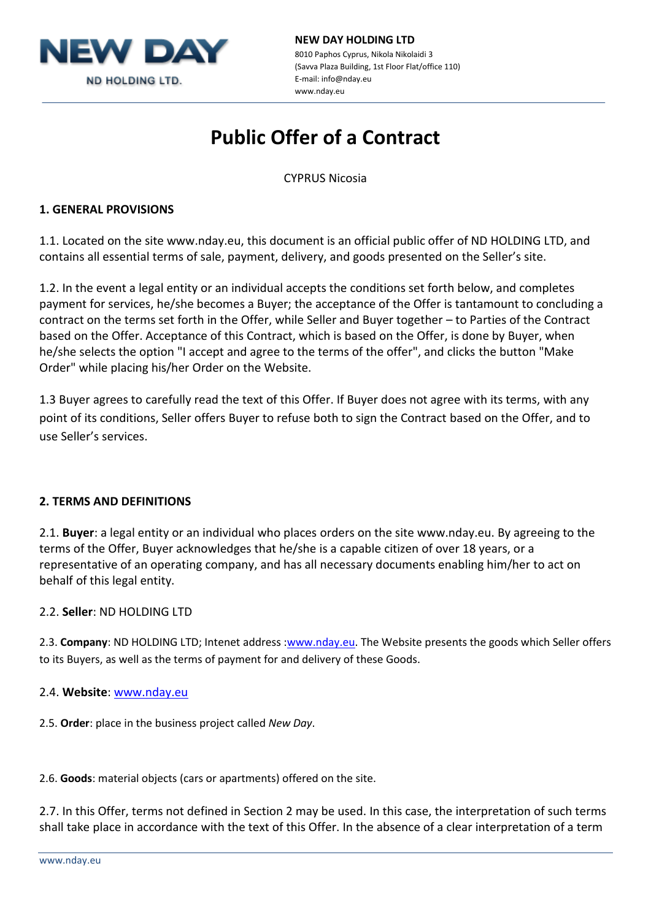NEW DAY

ND HOLDING LTD.

**NEW DAY HOLDING LTD**
8010 Paphos Cyprus, Nikola Nikolaidi 3
(Savva Plaza Building, 1st Floor Flat/office 110)
E-mail: info@nday.eu
www.nday.eu

# Public Offer of a Contract

CYPRUS Nicosia

## 1. GENERAL PROVISIONS

1.1. Located on the site www.nday.eu, this document is an official public offer of ND HOLDING LTD, and contains all essential terms of sale, payment, delivery, and goods presented on the Seller's site.

1.2. In the event a legal entity or an individual accepts the conditions set forth below, and completes payment for services, he/she becomes a Buyer; the acceptance of the Offer is tantamount to concluding a contract on the terms set forth in the Offer, while Seller and Buyer together – to Parties of the Contract based on the Offer. Acceptance of this Contract, which is based on the Offer, is done by Buyer, when he/she selects the option "I accept and agree to the terms of the offer", and clicks the button "Make Order" while placing his/her Order on the Website.

1.3 Buyer agrees to carefully read the text of this Offer. If Buyer does not agree with its terms, with any point of its conditions, Seller offers Buyer to refuse both to sign the Contract based on the Offer, and to use Seller's services.

## 2. TERMS AND DEFINITIONS

2.1. **Buyer**: a legal entity or an individual who places orders on the site www.nday.eu. By agreeing to the terms of the Offer, Buyer acknowledges that he/she is a capable citizen of over 18 years, or a representative of an operating company, and has all necessary documents enabling him/her to act on behalf of this legal entity.

2.2. **Seller**: ND HOLDING LTD

2.3. **Company**: ND HOLDING LTD; Intenet address :www.nday.eu. The Website presents the goods which Seller offers to its Buyers, as well as the terms of payment for and delivery of these Goods.

2.4. **Website**: www.nday.eu

2.5. **Order**: place in the business project called *New Day*.

2.6. **Goods**: material objects (cars or apartments) offered on the site.

2.7. In this Offer, terms not defined in Section 2 may be used. In this case, the interpretation of such terms shall take place in accordance with the text of this Offer. In the absence of a clear interpretation of a term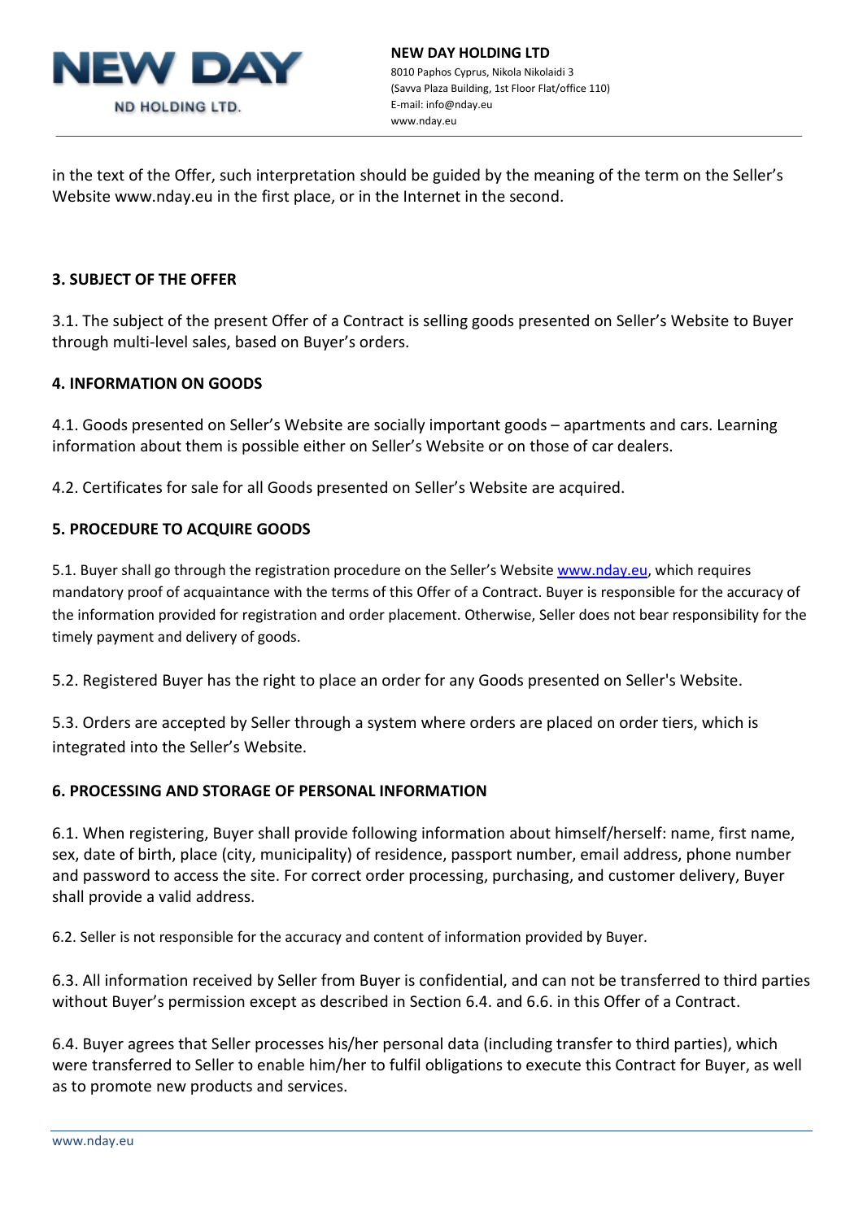in the text of the Offer, such interpretation should be guided by the meaning of the term on the Seller's Website www.nday.eu in the first place, or in the Internet in the second.

## 3. SUBJECT OF THE OFFER

3.1. The subject of the present Offer of a Contract is selling goods presented on Seller's Website to Buyer through multi-level sales, based on Buyer's orders.

## 4. INFORMATION ON GOODS

4.1. Goods presented on Seller's Website are socially important goods – apartments and cars. Learning information about them is possible either on Seller's Website or on those of car dealers.

4.2. Certificates for sale for all Goods presented on Seller's Website are acquired.

## 5. PROCEDURE TO ACQUIRE GOODS

5.1. Buyer shall go through the registration procedure on the Seller's Website www.nday.eu, which requires mandatory proof of acquaintance with the terms of this Offer of a Contract. Buyer is responsible for the accuracy of the information provided for registration and order placement. Otherwise, Seller does not bear responsibility for the timely payment and delivery of goods.

5.2. Registered Buyer has the right to place an order for any Goods presented on Seller's Website.

5.3. Orders are accepted by Seller through a system where orders are placed on order tiers, which is integrated into the Seller's Website.

## 6. PROCESSING AND STORAGE OF PERSONAL INFORMATION

6.1. When registering, Buyer shall provide following information about himself/herself: name, first name, sex, date of birth, place (city, municipality) of residence, passport number, email address, phone number and password to access the site. For correct order processing, purchasing, and customer delivery, Buyer shall provide a valid address.

6.2. Seller is not responsible for the accuracy and content of information provided by Buyer.

6.3. All information received by Seller from Buyer is confidential, and can not be transferred to third parties without Buyer's permission except as described in Section 6.4. and 6.6. in this Offer of a Contract.

6.4. Buyer agrees that Seller processes his/her personal data (including transfer to third parties), which were transferred to Seller to enable him/her to fulfil obligations to execute this Contract for Buyer, as well as to promote new products and services.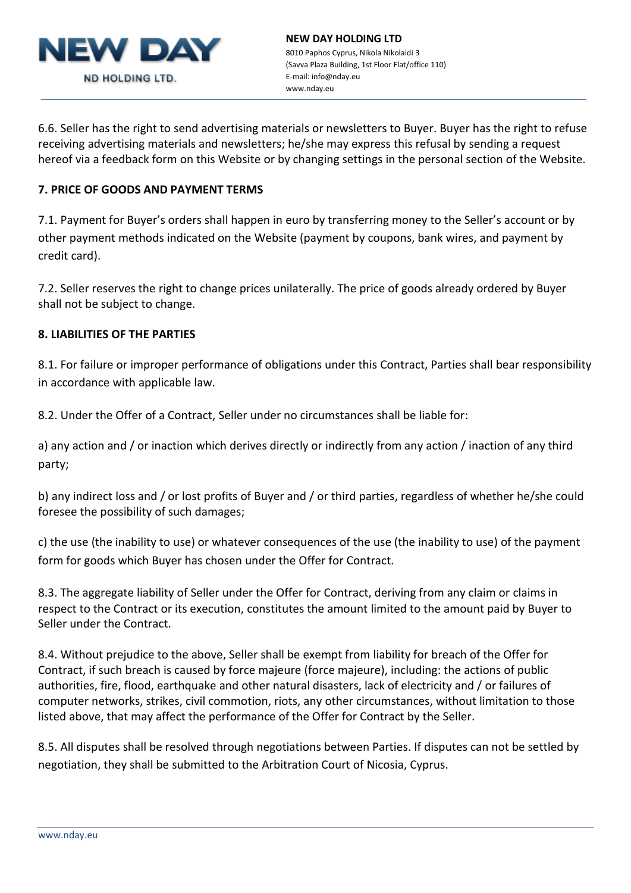6.6. Seller has the right to send advertising materials or newsletters to Buyer. Buyer has the right to refuse receiving advertising materials and newsletters; he/she may express this refusal by sending a request hereof via a feedback form on this Website or by changing settings in the personal section of the Website.

**7. PRICE OF GOODS AND PAYMENT TERMS**

7.1. Payment for Buyer's orders shall happen in euro by transferring money to the Seller's account or by other payment methods indicated on the Website (payment by coupons, bank wires, and payment by credit card).

7.2. Seller reserves the right to change prices unilaterally. The price of goods already ordered by Buyer shall not be subject to change.

**8. LIABILITIES OF THE PARTIES**

8.1. For failure or improper performance of obligations under this Contract, Parties shall bear responsibility in accordance with applicable law.

8.2. Under the Offer of a Contract, Seller under no circumstances shall be liable for:

a) any action and / or inaction which derives directly or indirectly from any action / inaction of any third party;

b) any indirect loss and / or lost profits of Buyer and / or third parties, regardless of whether he/she could foresee the possibility of such damages;

c) the use (the inability to use) or whatever consequences of the use (the inability to use) of the payment form for goods which Buyer has chosen under the Offer for Contract.

8.3. The aggregate liability of Seller under the Offer for Contract, deriving from any claim or claims in respect to the Contract or its execution, constitutes the amount limited to the amount paid by Buyer to Seller under the Contract.

8.4. Without prejudice to the above, Seller shall be exempt from liability for breach of the Offer for Contract, if such breach is caused by force majeure (force majeure), including: the actions of public authorities, fire, flood, earthquake and other natural disasters, lack of electricity and / or failures of computer networks, strikes, civil commotion, riots, any other circumstances, without limitation to those listed above, that may affect the performance of the Offer for Contract by the Seller.

8.5. All disputes shall be resolved through negotiations between Parties. If disputes can not be settled by negotiation, they shall be submitted to the Arbitration Court of Nicosia, Cyprus.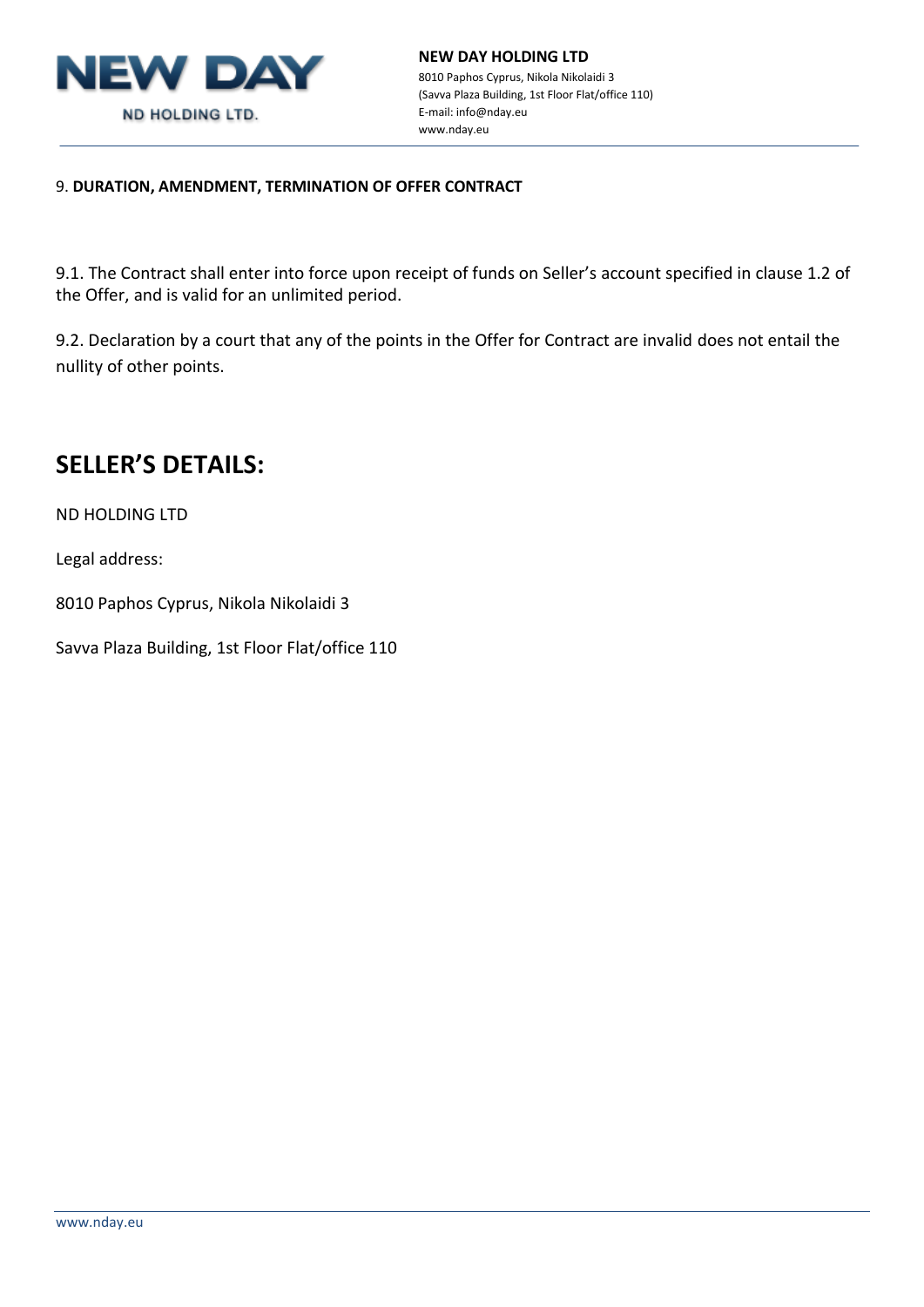9. **DURATION, AMENDMENT, TERMINATION OF OFFER CONTRACT**

9.1. The Contract shall enter into force upon receipt of funds on Seller's account specified in clause 1.2 of the Offer, and is valid for an unlimited period.

9.2. Declaration by a court that any of the points in the Offer for Contract are invalid does not entail the nullity of other points.

## SELLER'S DETAILS:

ND HOLDING LTD

Legal address:

8010 Paphos Cyprus, Nikola Nikolaidi 3

Savva Plaza Building, 1st Floor Flat/office 110